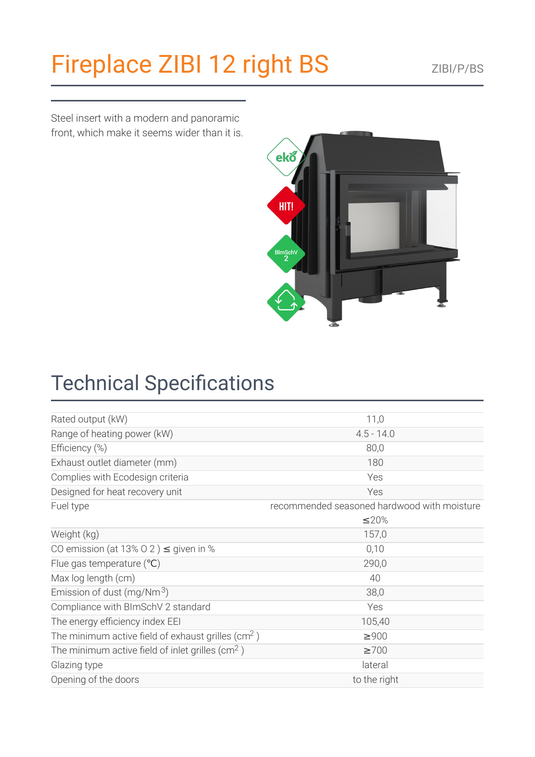# Fireplace ZIBI 12 right BS

ZIBI/P/BS

Steel insert with a modern and panoramic front, which make it seems wider than it is.

## Technical Specifications

| | |
|---|---|
| Rated output (kW) | 11,0 |
| Range of heating power (kW) | 4.5 - 14.0 |
| Efficiency (%) | 80,0 |
| Exhaust outlet diameter (mm) | 180 |
| Complies with Ecodesign criteria | Yes |
| Designed for heat recovery unit | Yes |
| Fuel type | recommended seasoned hardwood with moisture ≤20% |
| Weight (kg) | 157,0 |
| CO emission (at 13% O 2 ) ≤ given in % | 0,10 |
| Flue gas temperature (℃) | 290,0 |
| Max log length (cm) | 40 |
| Emission of dust (mg/Nm$^3$) | 38,0 |
| Compliance with BImSchV 2 standard | Yes |
| The energy efficiency index EEI | 105,40 |
| The minimum active field of exhaust grilles (cm$^2$ ) | ≥900 |
| The minimum active field of inlet grilles (cm$^2$ ) | ≥700 |
| Glazing type | lateral |
| Opening of the doors | to the right |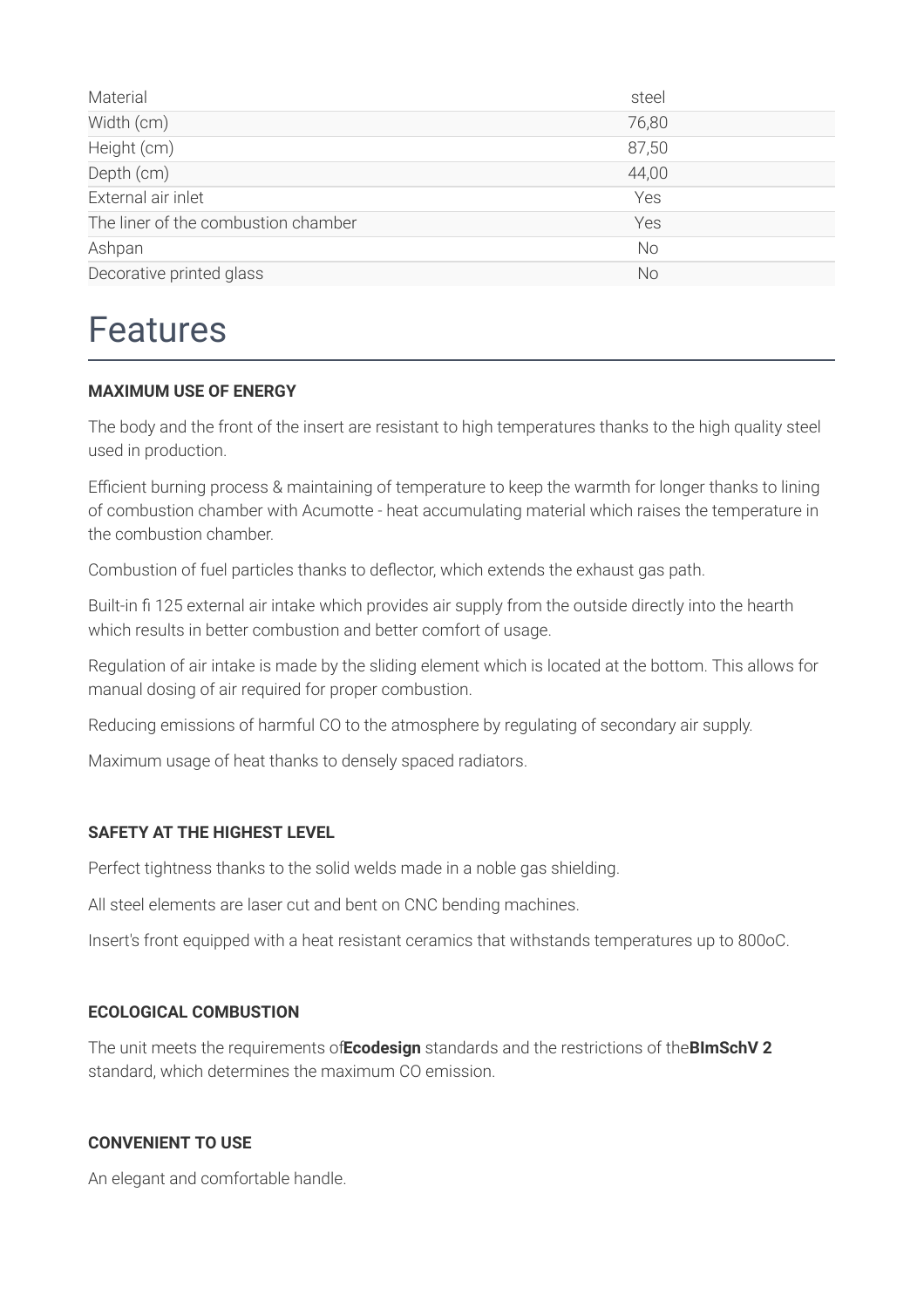| Material | steel |
| --- | --- |
| Width (cm) | 76,80 |
| Height (cm) | 87,50 |
| Depth (cm) | 44,00 |
| External air inlet | Yes |
| The liner of the combustion chamber | Yes |
| Ashpan | No |
| Decorative printed glass | No |

# Features

**MAXIMUM USE OF ENERGY**

The body and the front of the insert are resistant to high temperatures thanks to the high quality steel used in production.

Efficient burning process & maintaining of temperature to keep the warmth for longer thanks to lining of combustion chamber with Acumotte - heat accumulating material which raises the temperature in the combustion chamber.

Combustion of fuel particles thanks to deflector, which extends the exhaust gas path.

Built-in fi 125 external air intake which provides air supply from the outside directly into the hearth which results in better combustion and better comfort of usage.

Regulation of air intake is made by the sliding element which is located at the bottom. This allows for manual dosing of air required for proper combustion.

Reducing emissions of harmful CO to the atmosphere by regulating of secondary air supply.

Maximum usage of heat thanks to densely spaced radiators.

**SAFETY AT THE HIGHEST LEVEL**

Perfect tightness thanks to the solid welds made in a noble gas shielding.

All steel elements are laser cut and bent on CNC bending machines.

Insert's front equipped with a heat resistant ceramics that withstands temperatures up to 800oC.

**ECOLOGICAL COMBUSTION**

The unit meets the requirements of**Ecodesign** standards and the restrictions of the**BImSchV 2** standard, which determines the maximum CO emission.

**CONVENIENT TO USE**

An elegant and comfortable handle.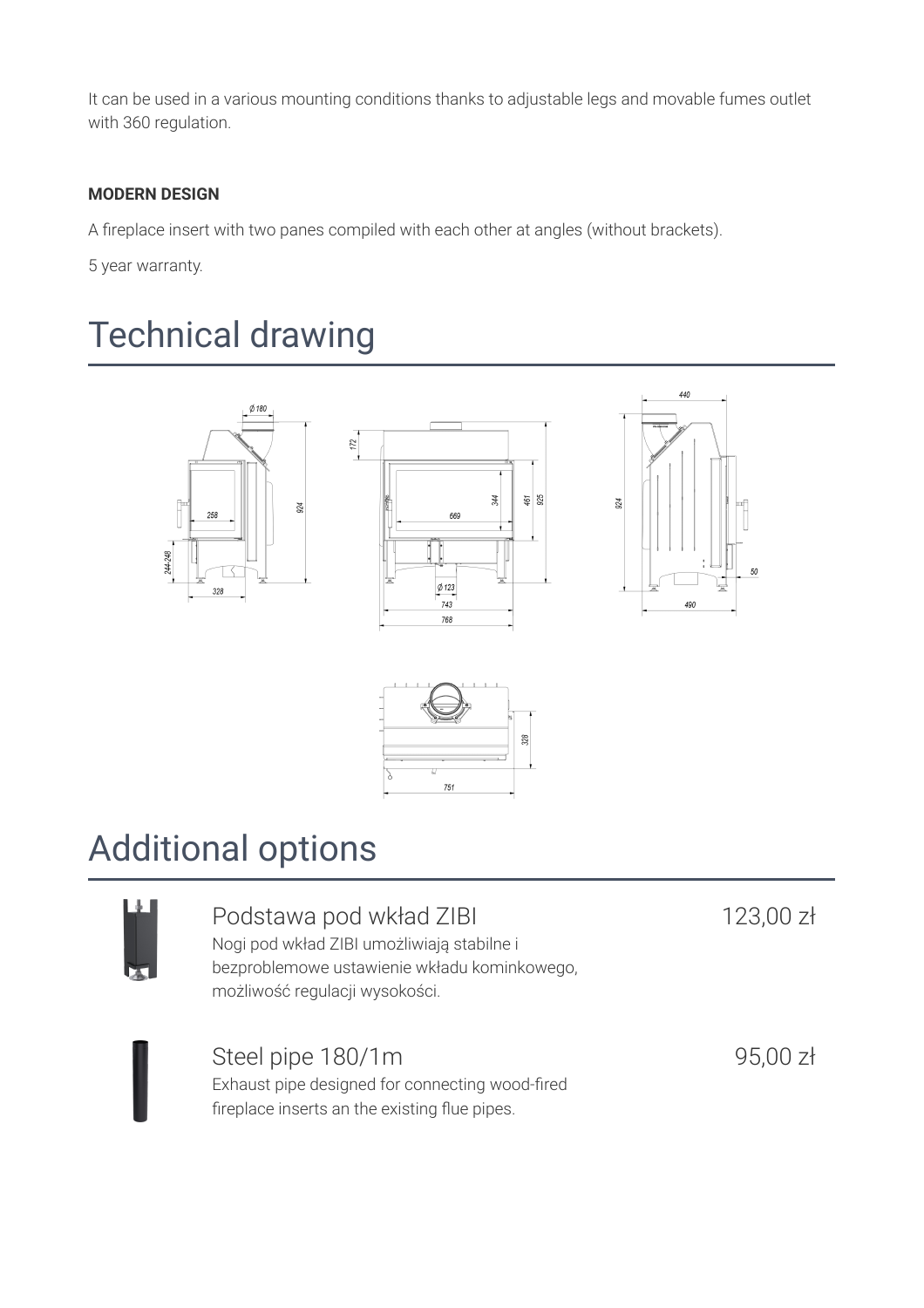It can be used in a various mounting conditions thanks to adjustable legs and movable fumes outlet with 360 regulation.

**MODERN DESIGN**

A fireplace insert with two panes compiled with each other at angles (without brackets).

5 year warranty.

# Technical drawing

# Additional options

Podstawa pod wkład ZIBI

123,00 zł

Nogi pod wkład ZIBI umożliwiają stabilne i bezproblemowe ustawienie wkładu kominkowego, możliwość regulacji wysokości.

Steel pipe 180/1m

95,00 zł

Exhaust pipe designed for connecting wood-fired fireplace inserts an the existing flue pipes.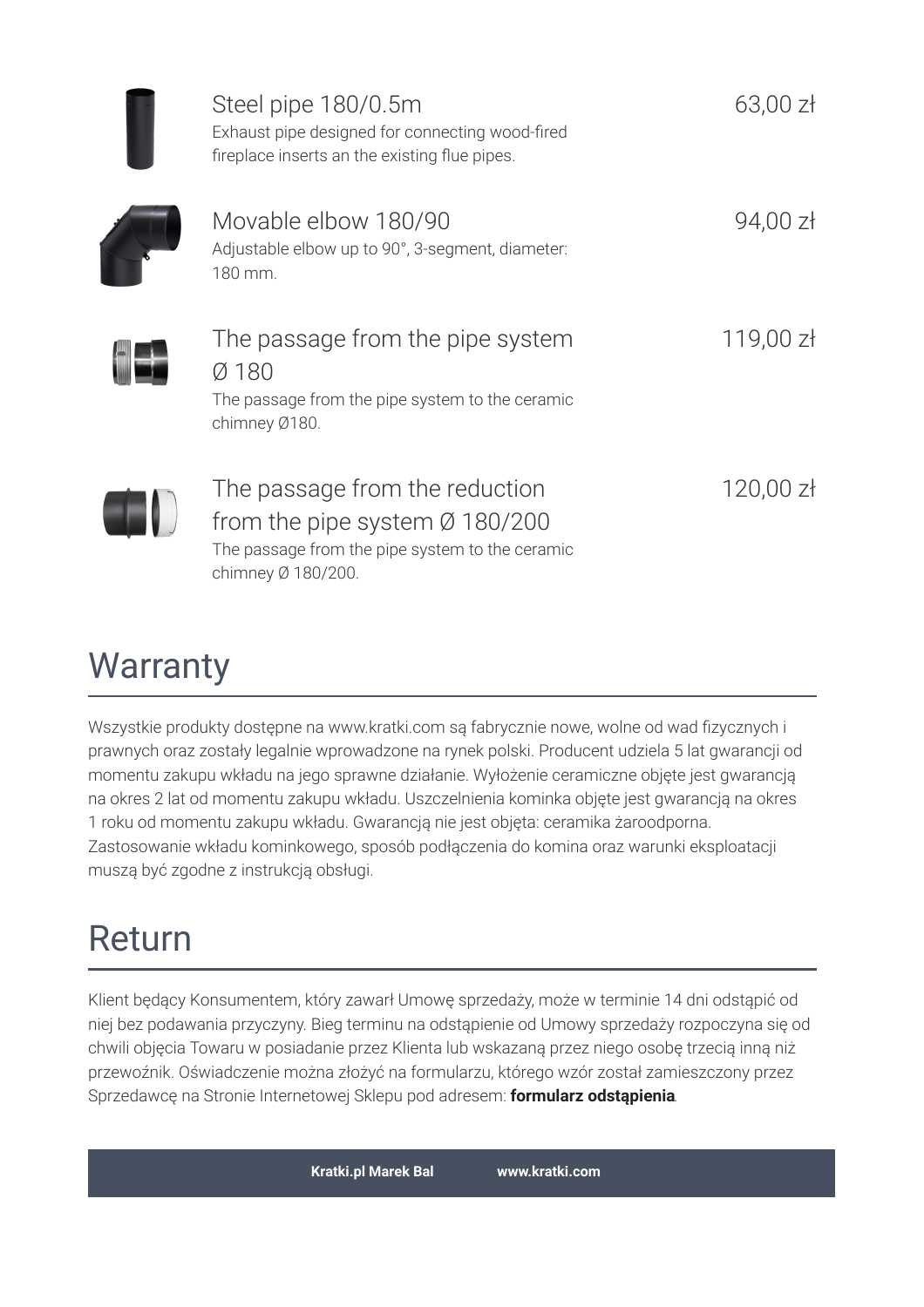### Steel pipe 180/0.5m

63,00 zł

Exhaust pipe designed for connecting wood-fired fireplace inserts an the existing flue pipes.

### Movable elbow 180/90

94,00 zł

Adjustable elbow up to 90°, 3-segment, diameter: 180 mm.

### The passage from the pipe system Ø 180

119,00 zł

The passage from the pipe system to the ceramic chimney Ø180.

### The passage from the reduction from the pipe system Ø 180/200

120,00 zł

The passage from the pipe system to the ceramic chimney Ø 180/200.

## Warranty

Wszystkie produkty dostępne na www.kratki.com są fabrycznie nowe, wolne od wad fizycznych i prawnych oraz zostały legalnie wprowadzone na rynek polski. Producent udziela 5 lat gwarancji od momentu zakupu wkładu na jego sprawne działanie. Wyłożenie ceramiczne objęte jest gwarancją na okres 2 lat od momentu zakupu wkładu. Uszczelnienia kominka objęte jest gwarancją na okres 1 roku od momentu zakupu wkładu. Gwarancją nie jest objęta: ceramika żaroodporna. Zastosowanie wkładu kominkowego, sposób podłączenia do komina oraz warunki eksploatacji muszą być zgodne z instrukcją obsługi.

## Return

Klient będący Konsumentem, który zawarł Umowę sprzedaży, może w terminie 14 dni odstąpić od niej bez podawania przyczyny. Bieg terminu na odstąpienie od Umowy sprzedaży rozpoczyna się od chwili objęcia Towaru w posiadanie przez Klienta lub wskazaną przez niego osobę trzecią inną niż przewoźnik. Oświadczenie można złożyć na formularzu, którego wzór został zamieszczony przez Sprzedawcę na Stronie Internetowej Sklepu pod adresem: **formularz odstąpienia**.